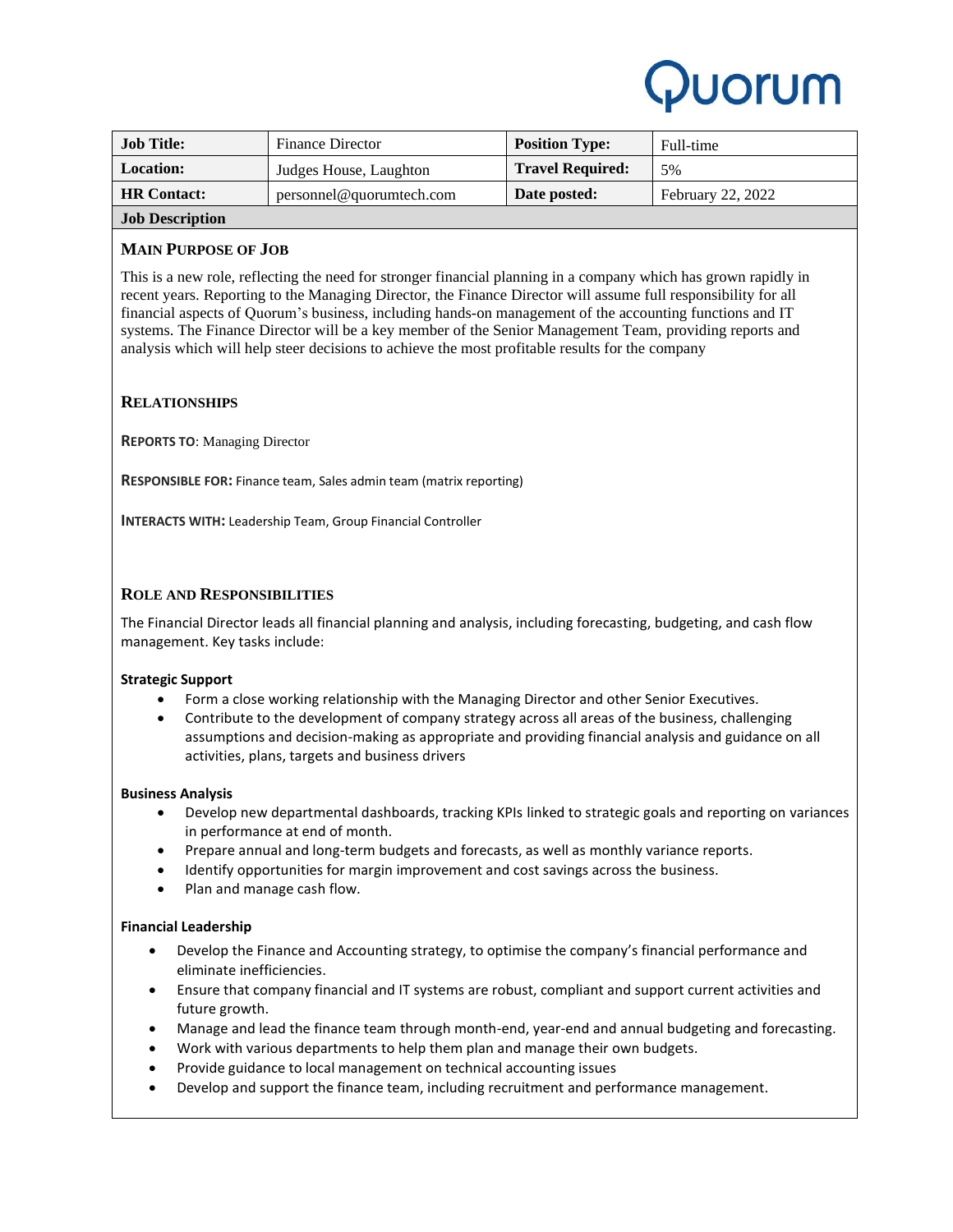Quorum

| Job Title: | Finance Director | Position Type: | Full-time |
|---|---|---|---|
| Location: | Judges House, Laughton | Travel Required: | 5% |
| HR Contact: | personnel@quorumtech.com | Date posted: | February 22, 2022 |

**Job Description**

## MAIN PURPOSE OF JOB

This is a new role, reflecting the need for stronger financial planning in a company which has grown rapidly in recent years. Reporting to the Managing Director, the Finance Director will assume full responsibility for all financial aspects of Quorum's business, including hands-on management of the accounting functions and IT systems. The Finance Director will be a key member of the Senior Management Team, providing reports and analysis which will help steer decisions to achieve the most profitable results for the company

## RELATIONSHIPS

**REPORTS TO**: Managing Director

**RESPONSIBLE FOR:** Finance team, Sales admin team (matrix reporting)

**INTERACTS WITH:** Leadership Team, Group Financial Controller

## ROLE AND RESPONSIBILITIES

The Financial Director leads all financial planning and analysis, including forecasting, budgeting, and cash flow management. Key tasks include:

**Strategic Support**

- Form a close working relationship with the Managing Director and other Senior Executives.
- Contribute to the development of company strategy across all areas of the business, challenging assumptions and decision-making as appropriate and providing financial analysis and guidance on all activities, plans, targets and business drivers

**Business Analysis**

- Develop new departmental dashboards, tracking KPIs linked to strategic goals and reporting on variances in performance at end of month.
- Prepare annual and long-term budgets and forecasts, as well as monthly variance reports.
- Identify opportunities for margin improvement and cost savings across the business.
- Plan and manage cash flow.

**Financial Leadership**

- Develop the Finance and Accounting strategy, to optimise the company's financial performance and eliminate inefficiencies.
- Ensure that company financial and IT systems are robust, compliant and support current activities and future growth.
- Manage and lead the finance team through month-end, year-end and annual budgeting and forecasting.
- Work with various departments to help them plan and manage their own budgets.
- Provide guidance to local management on technical accounting issues
- Develop and support the finance team, including recruitment and performance management.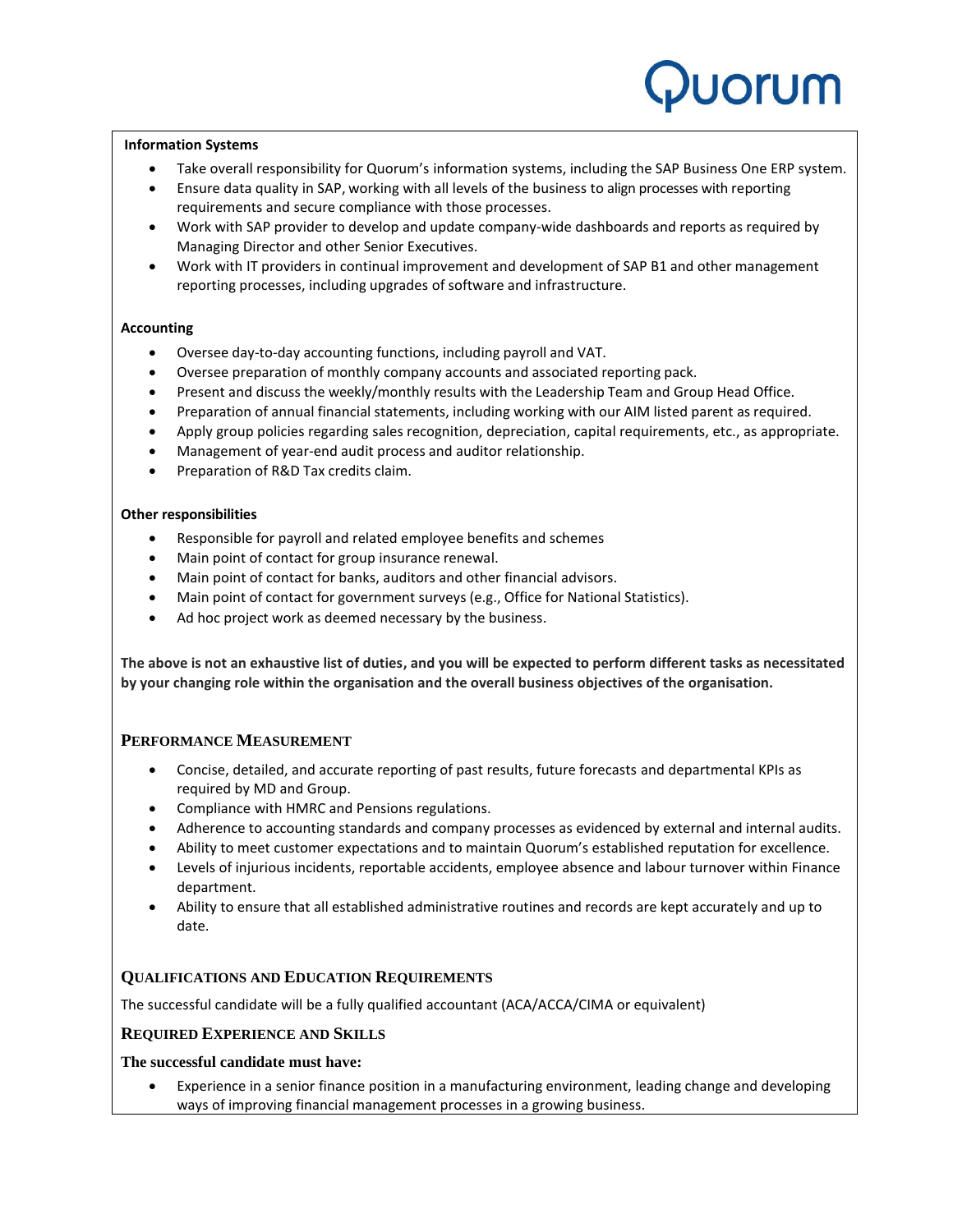**Information Systems**

- Take overall responsibility for Quorum's information systems, including the SAP Business One ERP system.
- Ensure data quality in SAP, working with all levels of the business to align processes with reporting requirements and secure compliance with those processes.
- Work with SAP provider to develop and update company-wide dashboards and reports as required by Managing Director and other Senior Executives.
- Work with IT providers in continual improvement and development of SAP B1 and other management reporting processes, including upgrades of software and infrastructure.

**Accounting**

- Oversee day-to-day accounting functions, including payroll and VAT.
- Oversee preparation of monthly company accounts and associated reporting pack.
- Present and discuss the weekly/monthly results with the Leadership Team and Group Head Office.
- Preparation of annual financial statements, including working with our AIM listed parent as required.
- Apply group policies regarding sales recognition, depreciation, capital requirements, etc., as appropriate.
- Management of year-end audit process and auditor relationship.
- Preparation of R&D Tax credits claim.

**Other responsibilities**

- Responsible for payroll and related employee benefits and schemes
- Main point of contact for group insurance renewal.
- Main point of contact for banks, auditors and other financial advisors.
- Main point of contact for government surveys (e.g., Office for National Statistics).
- Ad hoc project work as deemed necessary by the business.

**The above is not an exhaustive list of duties, and you will be expected to perform different tasks as necessitated by your changing role within the organisation and the overall business objectives of the organisation.**

## PERFORMANCE MEASUREMENT

- Concise, detailed, and accurate reporting of past results, future forecasts and departmental KPIs as required by MD and Group.
- Compliance with HMRC and Pensions regulations.
- Adherence to accounting standards and company processes as evidenced by external and internal audits.
- Ability to meet customer expectations and to maintain Quorum's established reputation for excellence.
- Levels of injurious incidents, reportable accidents, employee absence and labour turnover within Finance department.
- Ability to ensure that all established administrative routines and records are kept accurately and up to date.

## QUALIFICATIONS AND EDUCATION REQUIREMENTS

The successful candidate will be a fully qualified accountant (ACA/ACCA/CIMA or equivalent)

## REQUIRED EXPERIENCE AND SKILLS

**The successful candidate must have:**

- Experience in a senior finance position in a manufacturing environment, leading change and developing ways of improving financial management processes in a growing business.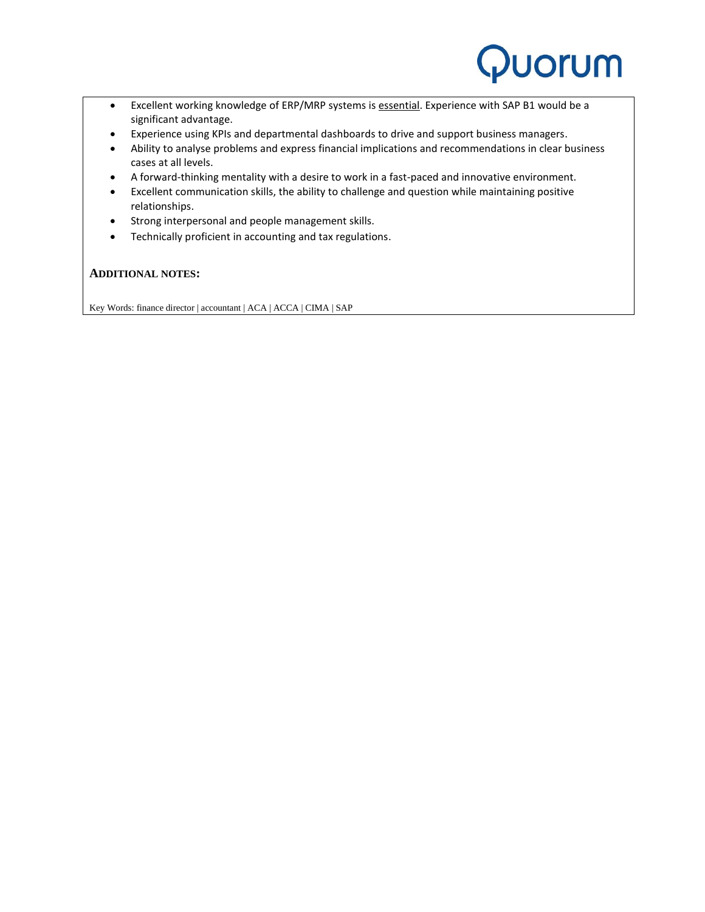- Excellent working knowledge of ERP/MRP systems is <u>essential</u>. Experience with SAP B1 would be a significant advantage.
- Experience using KPIs and departmental dashboards to drive and support business managers.
- Ability to analyse problems and express financial implications and recommendations in clear business cases at all levels.
- A forward-thinking mentality with a desire to work in a fast-paced and innovative environment.
- Excellent communication skills, the ability to challenge and question while maintaining positive relationships.
- Strong interpersonal and people management skills.
- Technically proficient in accounting and tax regulations.

**ADDITIONAL NOTES:**

Key Words: finance director | accountant | ACA | ACCA | CIMA | SAP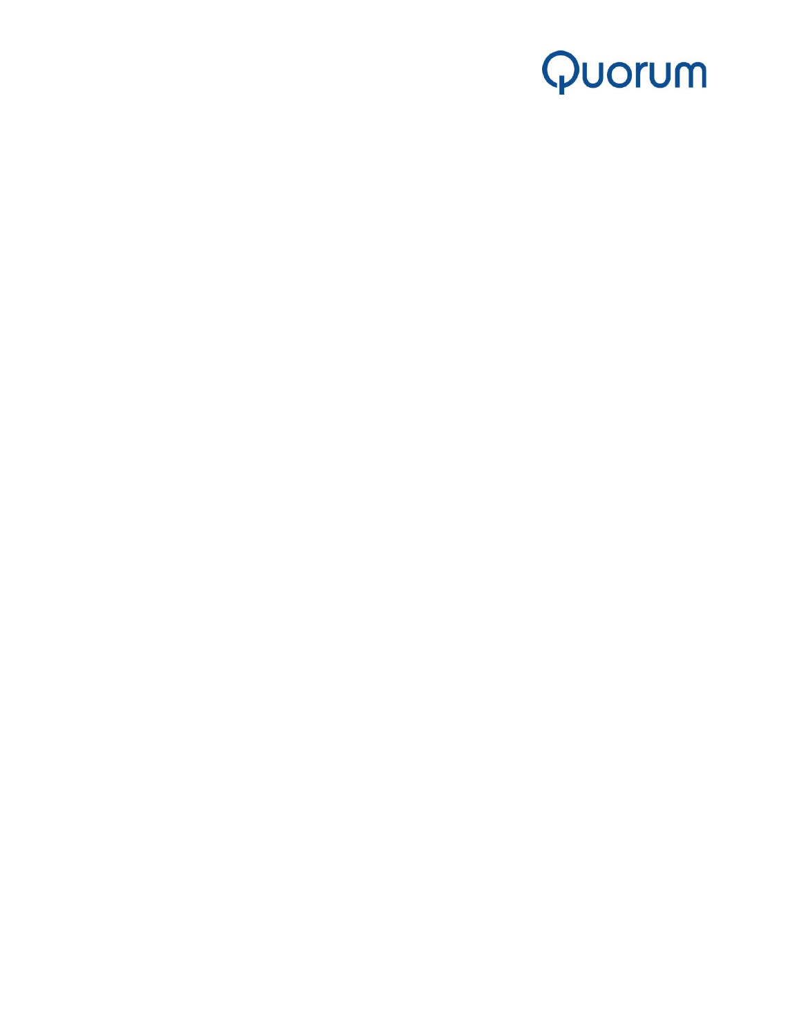Quorum